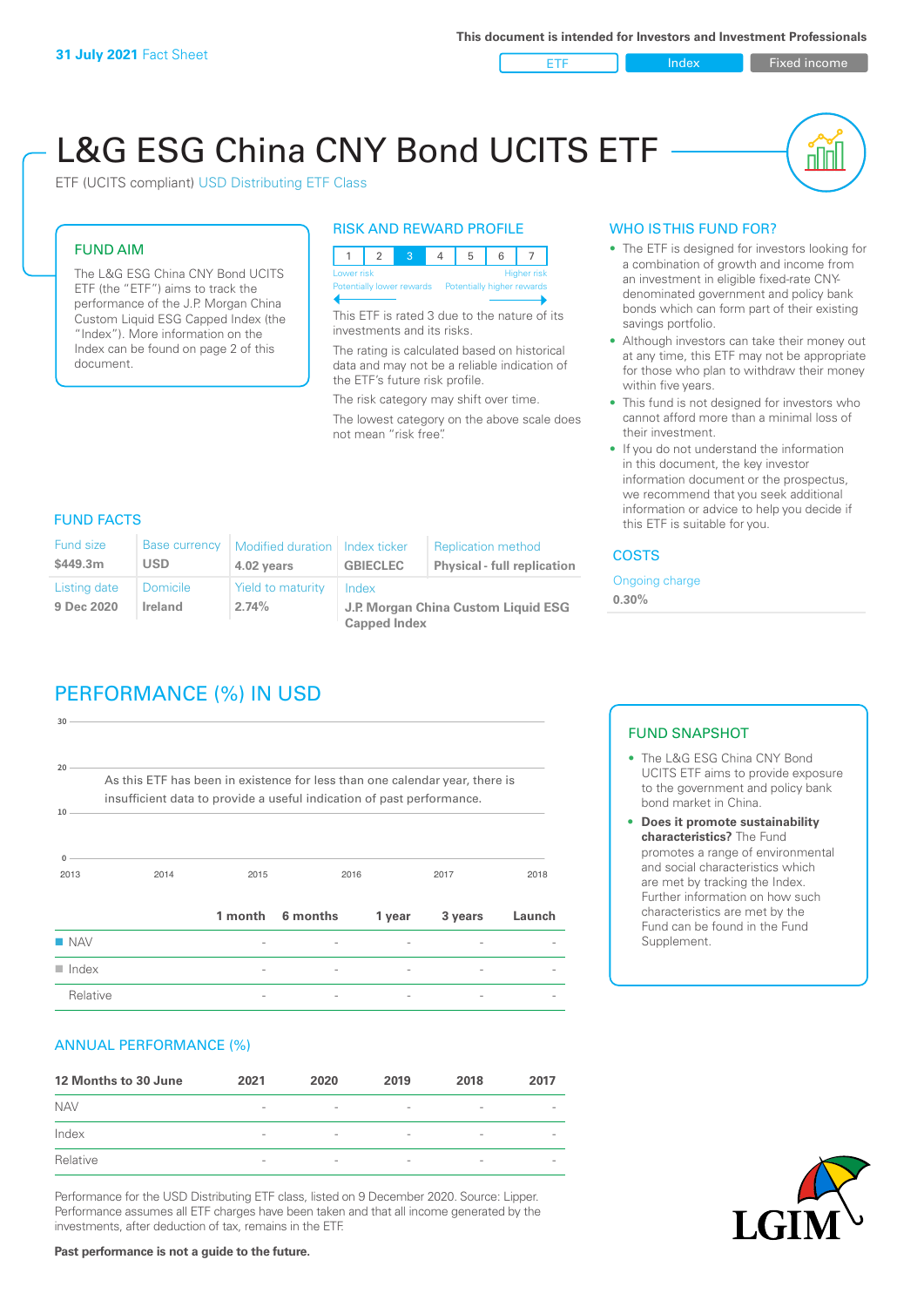**31 July 2021** Fact Sheet

This document is intended for Investors and Investment Professionals

ETF | Index | Fixed income

# L&G ESG China CNY Bond UCITS ETF

ETF (UCITS compliant) USD Distributing ETF Class

## FUND AIM

The L&G ESG China CNY Bond UCITS ETF (the "ETF") aims to track the performance of the J.P. Morgan China Custom Liquid ESG Capped Index (the "Index"). More information on the Index can be found on page 2 of this document.

## RISK AND REWARD PROFILE

| 1 | 2 | 3 | 4 | 5 | 6 | 7 |
|---|---|---|---|---|---|---|

Lower risk — Potentially lower rewards | Higher risk — Potentially higher rewards

This ETF is rated 3 due to the nature of its investments and its risks.

The rating is calculated based on historical data and may not be a reliable indication of the ETF's future risk profile.

The risk category may shift over time.

The lowest category on the above scale does not mean "risk free".

## WHO IS THIS FUND FOR?

- The ETF is designed for investors looking for a combination of growth and income from an investment in eligible fixed-rate CNY-denominated government and policy bank bonds which can form part of their existing savings portfolio.
- Although investors can take their money out at any time, this ETF may not be appropriate for those who plan to withdraw their money within five years.
- This fund is not designed for investors who cannot afford more than a minimal loss of their investment.
- If you do not understand the information in this document, the key investor information document or the prospectus, we recommend that you seek additional information or advice to help you decide if this ETF is suitable for you.

## FUND FACTS

| Fund size | Base currency | Modified duration | Index ticker | Replication method |
|---|---|---|---|---|
| **$449.3m** | **USD** | **4.02 years** | **GBIECLEC** | **Physical - full replication** |
| **Listing date** | **Domicile** | **Yield to maturity** | **Index** | |
| **9 Dec 2020** | **Ireland** | **2.74%** | **J.P. Morgan China Custom Liquid ESG Capped Index** | |

## COSTS

Ongoing charge

**0.30%**

## PERFORMANCE (%) IN USD

As this ETF has been in existence for less than one calendar year, there is insufficient data to provide a useful indication of past performance.

| | 1 month | 6 months | 1 year | 3 years | Launch |
|---|---|---|---|---|---|
| NAV | - | - | - | - | - |
| Index | - | - | - | - | - |
| Relative | - | - | - | - | - |

## FUND SNAPSHOT

- The L&G ESG China CNY Bond UCITS ETF aims to provide exposure to the government and policy bank bond market in China.
- **Does it promote sustainability characteristics?** The Fund promotes a range of environmental and social characteristics which are met by tracking the Index. Further information on how such characteristics are met by the Fund can be found in the Fund Supplement.

## ANNUAL PERFORMANCE (%)

| 12 Months to 30 June | 2021 | 2020 | 2019 | 2018 | 2017 |
|---|---|---|---|---|---|
| NAV | - | - | - | - | - |
| Index | - | - | - | - | - |
| Relative | - | - | - | - | - |

Performance for the USD Distributing ETF class, listed on 9 December 2020. Source: Lipper. Performance assumes all ETF charges have been taken and that all income generated by the investments, after deduction of tax, remains in the ETF.

**Past performance is not a guide to the future.**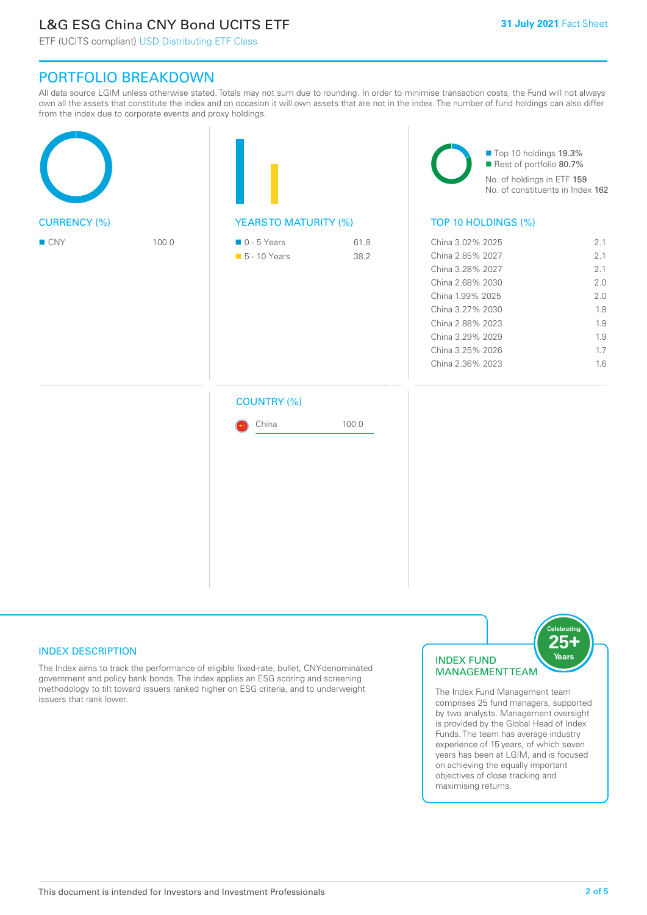## PORTFOLIO BREAKDOWN

All data source LGIM unless otherwise stated. Totals may not sum due to rounding. In order to minimise transaction costs, the Fund will not always own all the assets that constitute the index and on occasion it will own assets that are not in the index. The number of fund holdings can also differ from the index due to corporate events and proxy holdings.

### CURRENCY (%)

| Currency | % |
|---|---|
| CNY | 100.0 |

### YEARS TO MATURITY (%)

| Years to Maturity | % |
|---|---|
| 0 - 5 Years | 61.8 |
| 5 - 10 Years | 38.2 |

- Top 10 holdings 19.3%
- Rest of portfolio 80.7%

No. of holdings in ETF 159
No. of constituents in Index 162

### TOP 10 HOLDINGS (%)

| Holding | % |
|---|---|
| China 3.02% 2025 | 2.1 |
| China 2.85% 2027 | 2.1 |
| China 3.28% 2027 | 2.1 |
| China 2.68% 2030 | 2.0 |
| China 1.99% 2025 | 2.0 |
| China 3.27% 2030 | 1.9 |
| China 2.88% 2023 | 1.9 |
| China 3.29% 2029 | 1.9 |
| China 3.25% 2026 | 1.7 |
| China 2.36% 2023 | 1.6 |

### COUNTRY (%)

| Country | % |
|---|---|
| China | 100.0 |

### INDEX DESCRIPTION

The Index aims to track the performance of eligible fixed-rate, bullet, CNY-denominated government and policy bank bonds. The index applies an ESG scoring and screening methodology to tilt toward issuers ranked higher on ESG criteria, and to underweight issuers that rank lower.

### INDEX FUND MANAGEMENT TEAM

Celebrating 25+ Years

The Index Fund Management team comprises 25 fund managers, supported by two analysts. Management oversight is provided by the Global Head of Index Funds. The team has average industry experience of 15 years, of which seven years has been at LGIM, and is focused on achieving the equally important objectives of close tracking and maximising returns.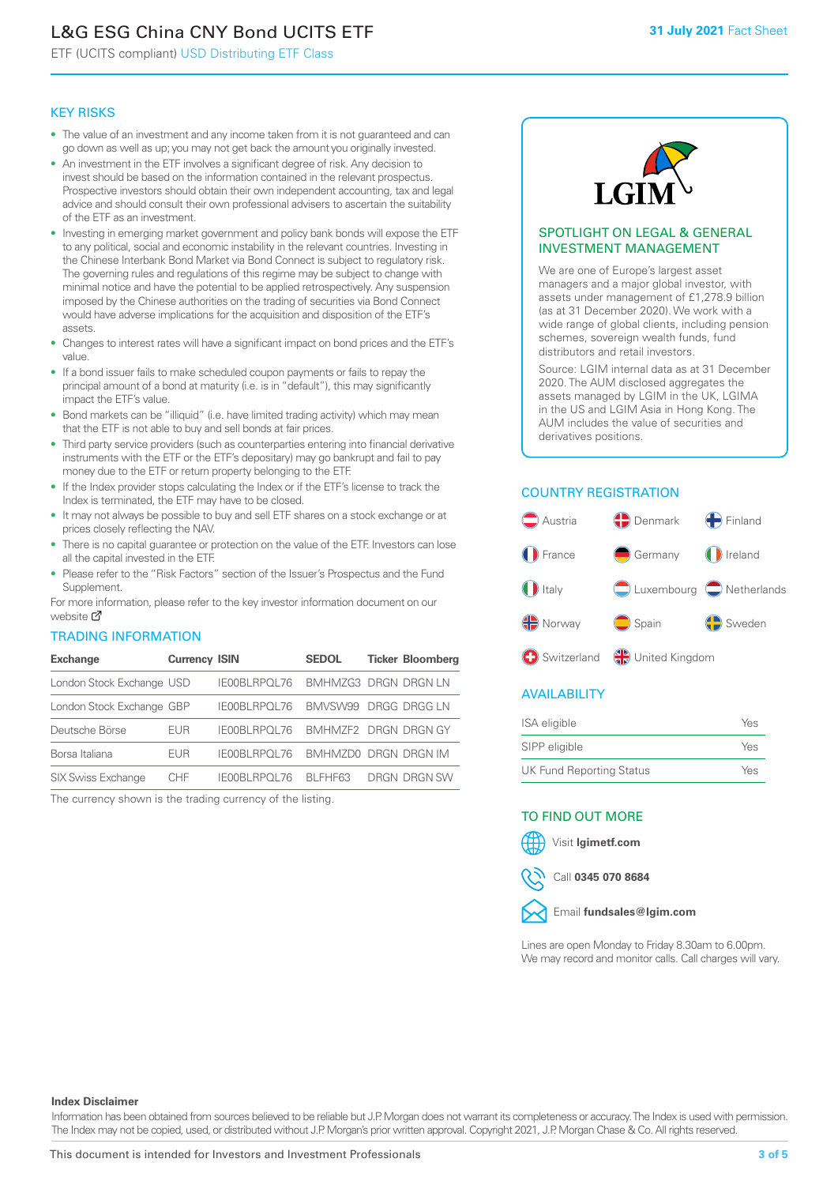# L&G ESG China CNY Bond UCITS ETF

ETF (UCITS compliant) USD Distributing ETF Class

31 July 2021 Fact Sheet

## KEY RISKS

- The value of an investment and any income taken from it is not guaranteed and can go down as well as up; you may not get back the amount you originally invested.
- An investment in the ETF involves a significant degree of risk. Any decision to invest should be based on the information contained in the relevant prospectus. Prospective investors should obtain their own independent accounting, tax and legal advice and should consult their own professional advisers to ascertain the suitability of the ETF as an investment.
- Investing in emerging market government and policy bank bonds will expose the ETF to any political, social and economic instability in the relevant countries. Investing in the Chinese Interbank Bond Market via Bond Connect is subject to regulatory risk. The governing rules and regulations of this regime may be subject to change with minimal notice and have the potential to be applied retrospectively. Any suspension imposed by the Chinese authorities on the trading of securities via Bond Connect would have adverse implications for the acquisition and disposition of the ETF's assets.
- Changes to interest rates will have a significant impact on bond prices and the ETF's value.
- If a bond issuer fails to make scheduled coupon payments or fails to repay the principal amount of a bond at maturity (i.e. is in "default"), this may significantly impact the ETF's value.
- Bond markets can be "illiquid" (i.e. have limited trading activity) which may mean that the ETF is not able to buy and sell bonds at fair prices.
- Third party service providers (such as counterparties entering into financial derivative instruments with the ETF or the ETF's depositary) may go bankrupt and fail to pay money due to the ETF or return property belonging to the ETF.
- If the Index provider stops calculating the Index or if the ETF's license to track the Index is terminated, the ETF may have to be closed.
- It may not always be possible to buy and sell ETF shares on a stock exchange or at prices closely reflecting the NAV.
- There is no capital guarantee or protection on the value of the ETF. Investors can lose all the capital invested in the ETF.
- Please refer to the "Risk Factors" section of the Issuer's Prospectus and the Fund Supplement.

For more information, please refer to the key investor information document on our website

## TRADING INFORMATION

| Exchange | Currency | ISIN | SEDOL | Ticker | Bloomberg |
|---|---|---|---|---|---|
| London Stock Exchange | USD | IE00BLRPQL76 | BMHMZG3 | DRGN | DRGN LN |
| London Stock Exchange | GBP | IE00BLRPQL76 | BMVSW99 | DRGG | DRGG LN |
| Deutsche Börse | EUR | IE00BLRPQL76 | BMHMZF2 | DRGN | DRGN GY |
| Borsa Italiana | EUR | IE00BLRPQL76 | BMHMZD0 | DRGN | DRGN IM |
| SIX Swiss Exchange | CHF | IE00BLRPQL76 | BLFHF63 | DRGN | DRGN SW |

The currency shown is the trading currency of the listing.

## SPOTLIGHT ON LEGAL & GENERAL INVESTMENT MANAGEMENT

We are one of Europe's largest asset managers and a major global investor, with assets under management of £1,278.9 billion (as at 31 December 2020). We work with a wide range of global clients, including pension schemes, sovereign wealth funds, fund distributors and retail investors.

Source: LGIM internal data as at 31 December 2020. The AUM disclosed aggregates the assets managed by LGIM in the UK, LGIMA in the US and LGIM Asia in Hong Kong. The AUM includes the value of securities and derivatives positions.

## COUNTRY REGISTRATION

Austria, Denmark, Finland, France, Germany, Ireland, Italy, Luxembourg, Netherlands, Norway, Spain, Sweden, Switzerland, United Kingdom

## AVAILABILITY

| | |
|---|---|
| ISA eligible | Yes |
| SIPP eligible | Yes |
| UK Fund Reporting Status | Yes |

## TO FIND OUT MORE

Visit **lgimetf.com**

Call **0345 070 8684**

Email **fundsales@lgim.com**

Lines are open Monday to Friday 8.30am to 6.00pm. We may record and monitor calls. Call charges will vary.

**Index Disclaimer**

Information has been obtained from sources believed to be reliable but J.P. Morgan does not warrant its completeness or accuracy. The Index is used with permission. The Index may not be copied, used, or distributed without J.P. Morgan's prior written approval. Copyright 2021, J.P. Morgan Chase & Co. All rights reserved.

This document is intended for Investors and Investment Professionals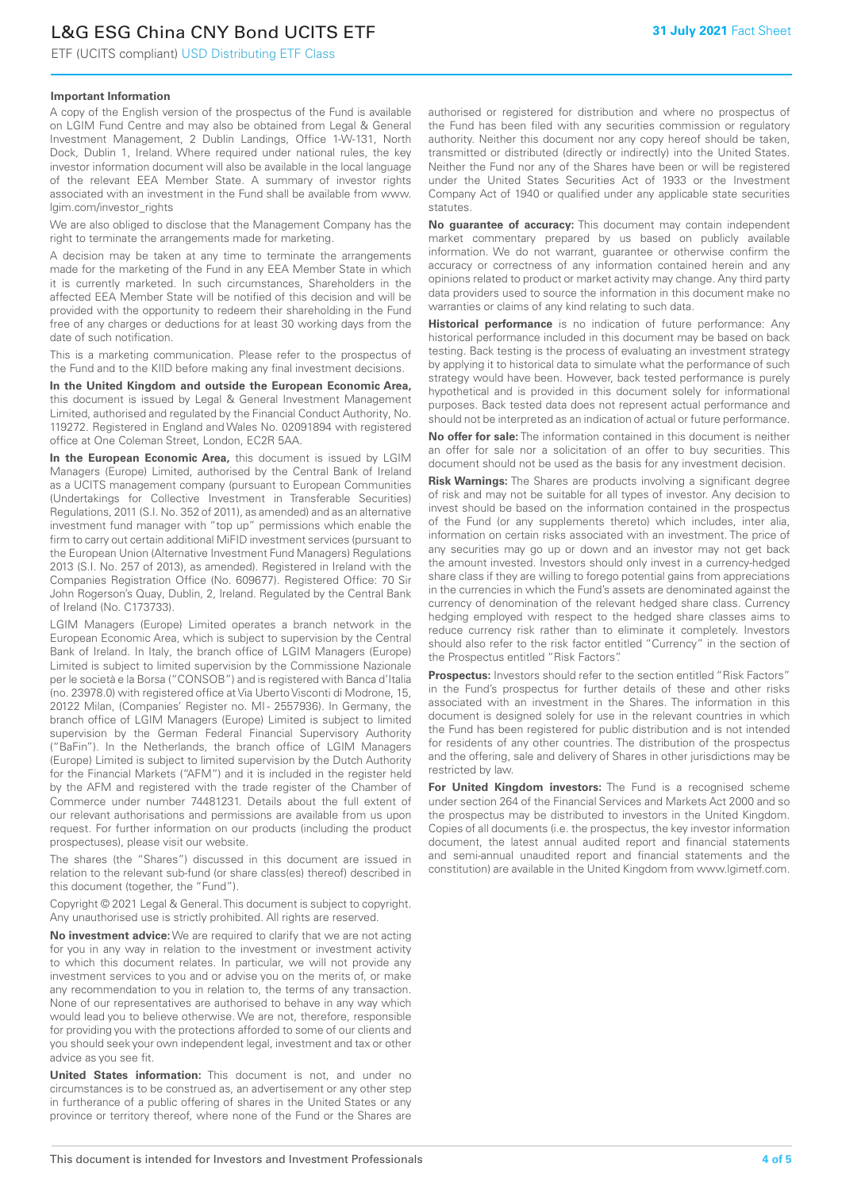### Important Information

A copy of the English version of the prospectus of the Fund is available on LGIM Fund Centre and may also be obtained from Legal & General Investment Management, 2 Dublin Landings, Office 1-W-131, North Dock, Dublin 1, Ireland. Where required under national rules, the key investor information document will also be available in the local language of the relevant EEA Member State. A summary of investor rights associated with an investment in the Fund shall be available from www.lgim.com/investor_rights

We are also obliged to disclose that the Management Company has the right to terminate the arrangements made for marketing.

A decision may be taken at any time to terminate the arrangements made for the marketing of the Fund in any EEA Member State in which it is currently marketed. In such circumstances, Shareholders in the affected EEA Member State will be notified of this decision and will be provided with the opportunity to redeem their shareholding in the Fund free of any charges or deductions for at least 30 working days from the date of such notification.

This is a marketing communication. Please refer to the prospectus of the Fund and to the KIID before making any final investment decisions.

**In the United Kingdom and outside the European Economic Area,** this document is issued by Legal & General Investment Management Limited, authorised and regulated by the Financial Conduct Authority, No. 119272. Registered in England and Wales No. 02091894 with registered office at One Coleman Street, London, EC2R 5AA.

**In the European Economic Area,** this document is issued by LGIM Managers (Europe) Limited, authorised by the Central Bank of Ireland as a UCITS management company (pursuant to European Communities (Undertakings for Collective Investment in Transferable Securities) Regulations, 2011 (S.I. No. 352 of 2011), as amended) and as an alternative investment fund manager with "top up" permissions which enable the firm to carry out certain additional MiFID investment services (pursuant to the European Union (Alternative Investment Fund Managers) Regulations 2013 (S.I. No. 257 of 2013), as amended). Registered in Ireland with the Companies Registration Office (No. 609677). Registered Office: 70 Sir John Rogerson's Quay, Dublin, 2, Ireland. Regulated by the Central Bank of Ireland (No. C173733).

LGIM Managers (Europe) Limited operates a branch network in the European Economic Area, which is subject to supervision by the Central Bank of Ireland. In Italy, the branch office of LGIM Managers (Europe) Limited is subject to limited supervision by the Commissione Nazionale per le società e la Borsa ("CONSOB") and is registered with Banca d'Italia (no. 23978.0) with registered office at Via Uberto Visconti di Modrone, 15, 20122 Milan, (Companies' Register no. MI - 2557936). In Germany, the branch office of LGIM Managers (Europe) Limited is subject to limited supervision by the German Federal Financial Supervisory Authority ("BaFin"). In the Netherlands, the branch office of LGIM Managers (Europe) Limited is subject to limited supervision by the Dutch Authority for the Financial Markets ("AFM") and it is included in the register held by the AFM and registered with the trade register of the Chamber of Commerce under number 74481231. Details about the full extent of our relevant authorisations and permissions are available from us upon request. For further information on our products (including the product prospectuses), please visit our website.

The shares (the "Shares") discussed in this document are issued in relation to the relevant sub-fund (or share class(es) thereof) described in this document (together, the "Fund").

Copyright © 2021 Legal & General. This document is subject to copyright. Any unauthorised use is strictly prohibited. All rights are reserved.

**No investment advice:** We are required to clarify that we are not acting for you in any way in relation to the investment or investment activity to which this document relates. In particular, we will not provide any investment services to you and or advise you on the merits of, or make any recommendation to you in relation to, the terms of any transaction. None of our representatives are authorised to behave in any way which would lead you to believe otherwise. We are not, therefore, responsible for providing you with the protections afforded to some of our clients and you should seek your own independent legal, investment and tax or other advice as you see fit.

**United States information:** This document is not, and under no circumstances is to be construed as, an advertisement or any other step in furtherance of a public offering of shares in the United States or any province or territory thereof, where none of the Fund or the Shares are authorised or registered for distribution and where no prospectus of the Fund has been filed with any securities commission or regulatory authority. Neither this document nor any copy hereof should be taken, transmitted or distributed (directly or indirectly) into the United States. Neither the Fund nor any of the Shares have been or will be registered under the United States Securities Act of 1933 or the Investment Company Act of 1940 or qualified under any applicable state securities statutes.

**No guarantee of accuracy:** This document may contain independent market commentary prepared by us based on publicly available information. We do not warrant, guarantee or otherwise confirm the accuracy or correctness of any information contained herein and any opinions related to product or market activity may change. Any third party data providers used to source the information in this document make no warranties or claims of any kind relating to such data.

**Historical performance** is no indication of future performance: Any historical performance included in this document may be based on back testing. Back testing is the process of evaluating an investment strategy by applying it to historical data to simulate what the performance of such strategy would have been. However, back tested performance is purely hypothetical and is provided in this document solely for informational purposes. Back tested data does not represent actual performance and should not be interpreted as an indication of actual or future performance.

**No offer for sale:** The information contained in this document is neither an offer for sale nor a solicitation of an offer to buy securities. This document should not be used as the basis for any investment decision.

**Risk Warnings:** The Shares are products involving a significant degree of risk and may not be suitable for all types of investor. Any decision to invest should be based on the information contained in the prospectus of the Fund (or any supplements thereto) which includes, inter alia, information on certain risks associated with an investment. The price of any securities may go up or down and an investor may not get back the amount invested. Investors should only invest in a currency-hedged share class if they are willing to forego potential gains from appreciations in the currencies in which the Fund's assets are denominated against the currency of denomination of the relevant hedged share class. Currency hedging employed with respect to the hedged share classes aims to reduce currency risk rather than to eliminate it completely. Investors should also refer to the risk factor entitled "Currency" in the section of the Prospectus entitled "Risk Factors".

**Prospectus:** Investors should refer to the section entitled "Risk Factors" in the Fund's prospectus for further details of these and other risks associated with an investment in the Shares. The information in this document is designed solely for use in the relevant countries in which the Fund has been registered for public distribution and is not intended for residents of any other countries. The distribution of the prospectus and the offering, sale and delivery of Shares in other jurisdictions may be restricted by law.

**For United Kingdom investors:** The Fund is a recognised scheme under section 264 of the Financial Services and Markets Act 2000 and so the prospectus may be distributed to investors in the United Kingdom. Copies of all documents (i.e. the prospectus, the key investor information document, the latest annual audited report and financial statements and semi-annual unaudited report and financial statements and the constitution) are available in the United Kingdom from www.lgimetf.com.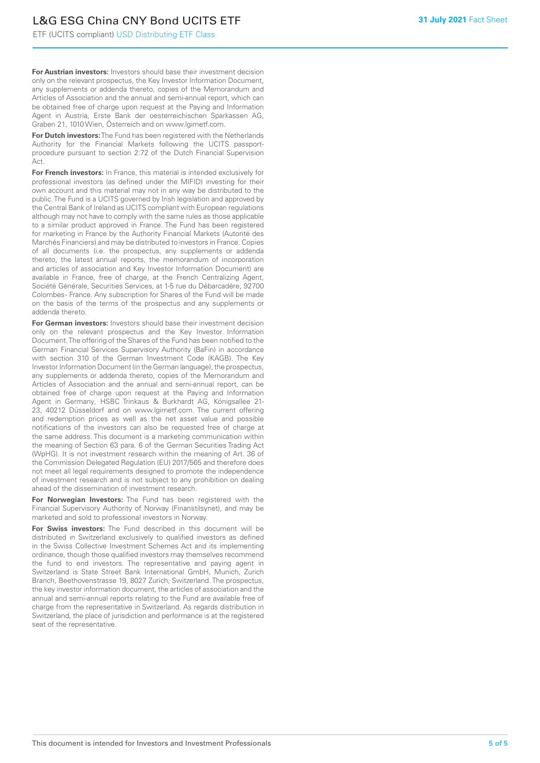**For Austrian investors:** Investors should base their investment decision only on the relevant prospectus, the Key Investor Information Document, any supplements or addenda thereto, copies of the Memorandum and Articles of Association and the annual and semi-annual report, which can be obtained free of charge upon request at the Paying and Information Agent in Austria, Erste Bank der oesterreichischen Sparkassen AG, Graben 21, 1010 Wien, Österreich and on www.lgimetf.com.

**For Dutch investors:** The Fund has been registered with the Netherlands Authority for the Financial Markets following the UCITS passport-procedure pursuant to section 2:72 of the Dutch Financial Supervision Act.

**For French investors:** In France, this material is intended exclusively for professional investors (as defined under the MIFID) investing for their own account and this material may not in any way be distributed to the public. The Fund is a UCITS governed by Irish legislation and approved by the Central Bank of Ireland as UCITS compliant with European regulations although may not have to comply with the same rules as those applicable to a similar product approved in France. The Fund has been registered for marketing in France by the Authority Financial Markets (Autorité des Marchés Financiers) and may be distributed to investors in France. Copies of all documents (i.e. the prospectus, any supplements or addenda thereto, the latest annual reports, the memorandum of incorporation and articles of association and Key Investor Information Document) are available in France, free of charge, at the French Centralizing Agent, Société Générale, Securities Services, at 1-5 rue du Débarcadère, 92700 Colombes- France. Any subscription for Shares of the Fund will be made on the basis of the terms of the prospectus and any supplements or addenda thereto.

**For German investors:** Investors should base their investment decision only on the relevant prospectus and the Key Investor Information Document. The offering of the Shares of the Fund has been notified to the German Financial Services Supervisory Authority (BaFin) in accordance with section 310 of the German Investment Code (KAGB). The Key Investor Information Document (in the German language), the prospectus, any supplements or addenda thereto, copies of the Memorandum and Articles of Association and the annual and semi-annual report, can be obtained free of charge upon request at the Paying and Information Agent in Germany, HSBC Trinkaus & Burkhardt AG, Königsallee 21-23, 40212 Düsseldorf and on www.lgimetf.com. The current offering and redemption prices as well as the net asset value and possible notifications of the investors can also be requested free of charge at the same address. This document is a marketing communication within the meaning of Section 63 para. 6 of the German Securities Trading Act (WpHG). It is not investment research within the meaning of Art. 36 of the Commission Delegated Regulation (EU) 2017/565 and therefore does not meet all legal requirements designed to promote the independence of investment research and is not subject to any prohibition on dealing ahead of the dissemination of investment research.

**For Norwegian Investors:** The Fund has been registered with the Financial Supervisory Authority of Norway (Finanstilsynet), and may be marketed and sold to professional investors in Norway.

**For Swiss investors:** The Fund described in this document will be distributed in Switzerland exclusively to qualified investors as defined in the Swiss Collective Investment Schemes Act and its implementing ordinance, though those qualified investors may themselves recommend the fund to end investors. The representative and paying agent in Switzerland is State Street Bank International GmbH, Munich, Zurich Branch, Beethovenstrasse 19, 8027 Zurich, Switzerland. The prospectus, the key investor information document, the articles of association and the annual and semi-annual reports relating to the Fund are available free of charge from the representative in Switzerland. As regards distribution in Switzerland, the place of jurisdiction and performance is at the registered seat of the representative.